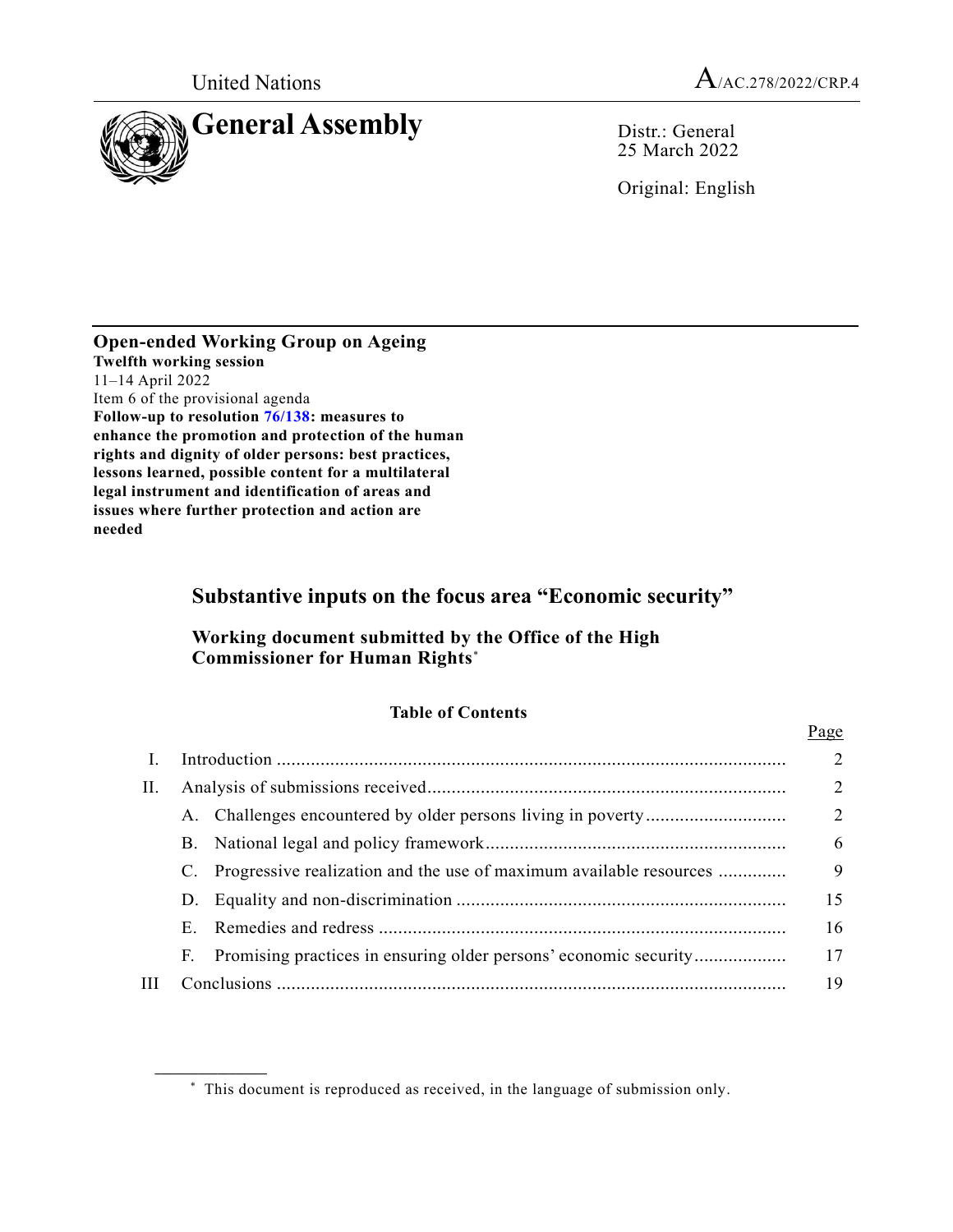United Nations

A/AC.278/2022/CRP.4

# General Assembly

Distr.: General
25 March 2022

Original: English

**Open-ended Working Group on Ageing**
**Twelfth working session**
11–14 April 2022
Item 6 of the provisional agenda
**Follow-up to resolution 76/138: measures to enhance the promotion and protection of the human rights and dignity of older persons: best practices, lessons learned, possible content for a multilateral legal instrument and identification of areas and issues where further protection and action are needed**

## Substantive inputs on the focus area "Economic security"

### Working document submitted by the Office of the High Commissioner for Human Rights*

**Table of Contents**

| | | | Page |
|---|---|---|---|
| I. | Introduction | | 2 |
| II. | Analysis of submissions received | | 2 |
| | A. | Challenges encountered by older persons living in poverty | 2 |
| | B. | National legal and policy framework | 6 |
| | C. | Progressive realization and the use of maximum available resources | 9 |
| | D. | Equality and non-discrimination | 15 |
| | E. | Remedies and redress | 16 |
| | F. | Promising practices in ensuring older persons' economic security | 17 |
| III | Conclusions | | 19 |

* This document is reproduced as received, in the language of submission only.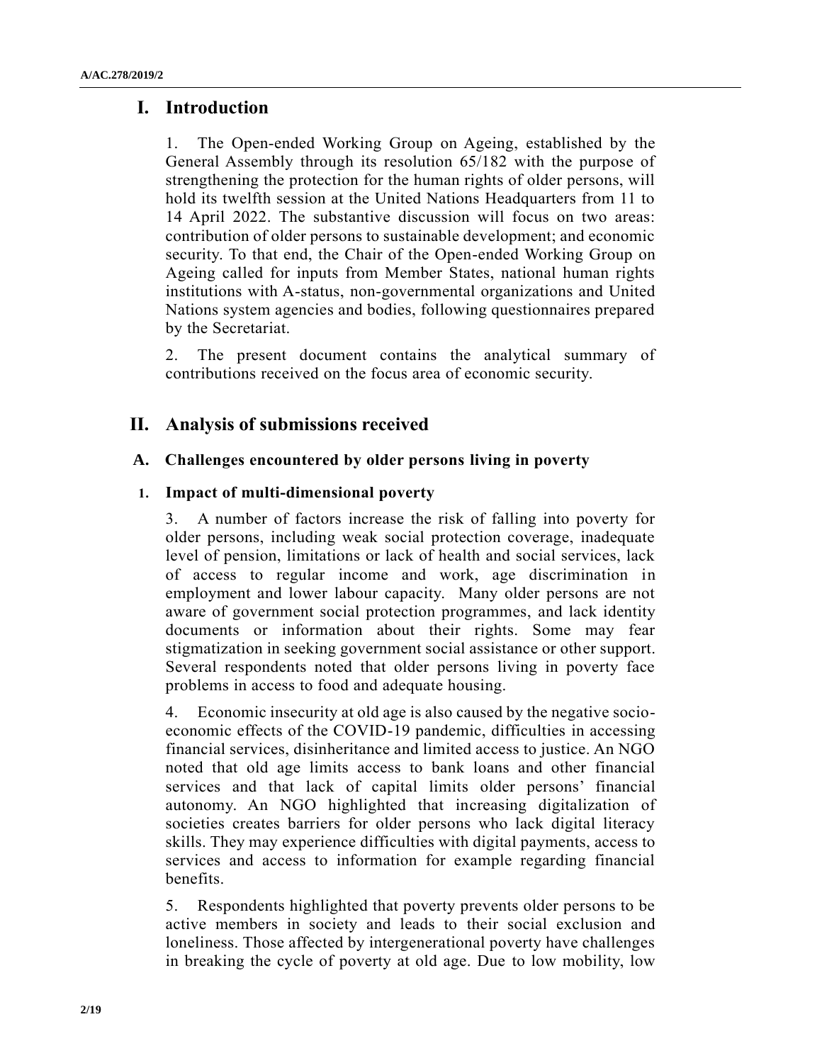# I. Introduction

1. The Open-ended Working Group on Ageing, established by the General Assembly through its resolution 65/182 with the purpose of strengthening the protection for the human rights of older persons, will hold its twelfth session at the United Nations Headquarters from 11 to 14 April 2022. The substantive discussion will focus on two areas: contribution of older persons to sustainable development; and economic security. To that end, the Chair of the Open-ended Working Group on Ageing called for inputs from Member States, national human rights institutions with A-status, non-governmental organizations and United Nations system agencies and bodies, following questionnaires prepared by the Secretariat.

2. The present document contains the analytical summary of contributions received on the focus area of economic security.

# II. Analysis of submissions received

## A. Challenges encountered by older persons living in poverty

### 1. Impact of multi-dimensional poverty

3. A number of factors increase the risk of falling into poverty for older persons, including weak social protection coverage, inadequate level of pension, limitations or lack of health and social services, lack of access to regular income and work, age discrimination in employment and lower labour capacity. Many older persons are not aware of government social protection programmes, and lack identity documents or information about their rights. Some may fear stigmatization in seeking government social assistance or other support. Several respondents noted that older persons living in poverty face problems in access to food and adequate housing.

4. Economic insecurity at old age is also caused by the negative socio-economic effects of the COVID-19 pandemic, difficulties in accessing financial services, disinheritance and limited access to justice. An NGO noted that old age limits access to bank loans and other financial services and that lack of capital limits older persons' financial autonomy. An NGO highlighted that increasing digitalization of societies creates barriers for older persons who lack digital literacy skills. They may experience difficulties with digital payments, access to services and access to information for example regarding financial benefits.

5. Respondents highlighted that poverty prevents older persons to be active members in society and leads to their social exclusion and loneliness. Those affected by intergenerational poverty have challenges in breaking the cycle of poverty at old age. Due to low mobility, low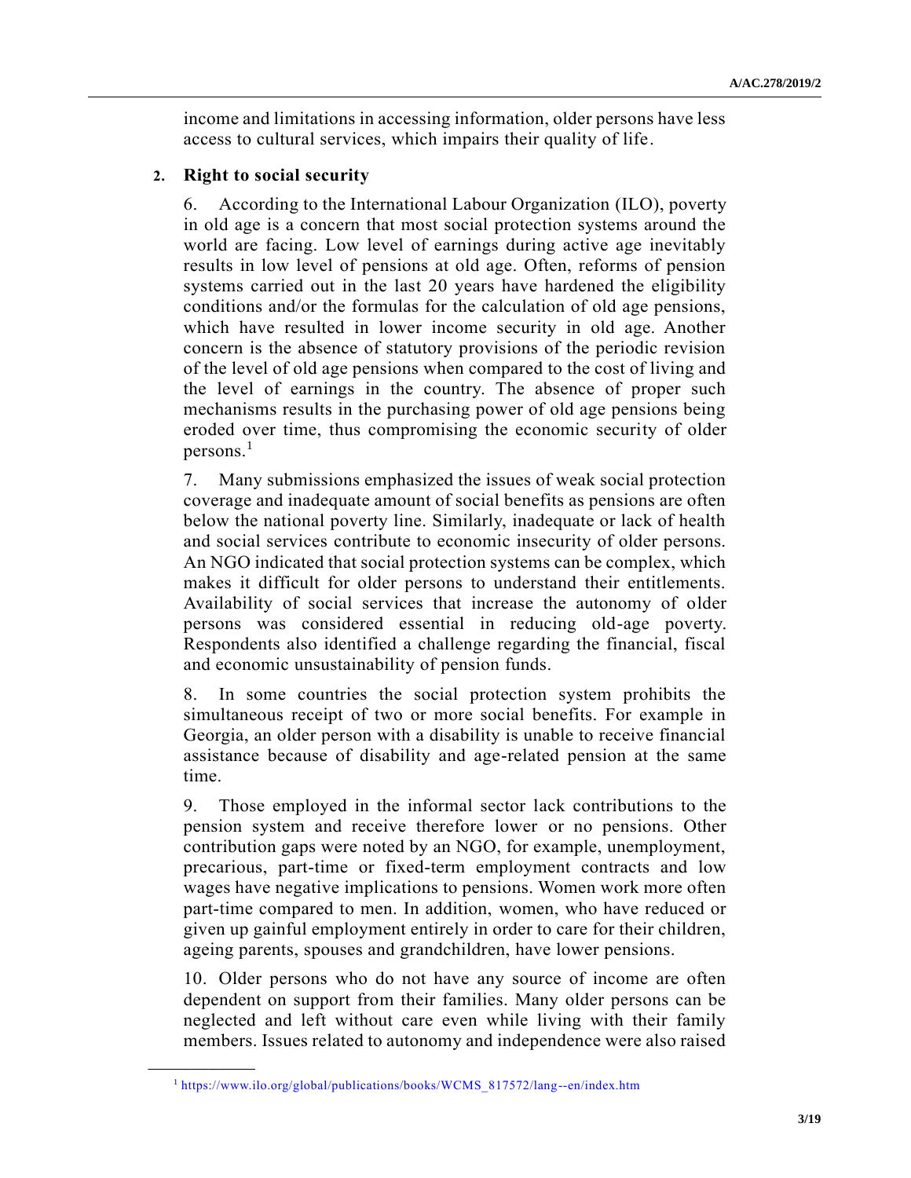income and limitations in accessing information, older persons have less access to cultural services, which impairs their quality of life.

## 2. Right to social security

6. According to the International Labour Organization (ILO), poverty in old age is a concern that most social protection systems around the world are facing. Low level of earnings during active age inevitably results in low level of pensions at old age. Often, reforms of pension systems carried out in the last 20 years have hardened the eligibility conditions and/or the formulas for the calculation of old age pensions, which have resulted in lower income security in old age. Another concern is the absence of statutory provisions of the periodic revision of the level of old age pensions when compared to the cost of living and the level of earnings in the country. The absence of proper such mechanisms results in the purchasing power of old age pensions being eroded over time, thus compromising the economic security of older persons.[1]

7. Many submissions emphasized the issues of weak social protection coverage and inadequate amount of social benefits as pensions are often below the national poverty line. Similarly, inadequate or lack of health and social services contribute to economic insecurity of older persons. An NGO indicated that social protection systems can be complex, which makes it difficult for older persons to understand their entitlements. Availability of social services that increase the autonomy of older persons was considered essential in reducing old-age poverty. Respondents also identified a challenge regarding the financial, fiscal and economic unsustainability of pension funds.

8. In some countries the social protection system prohibits the simultaneous receipt of two or more social benefits. For example in Georgia, an older person with a disability is unable to receive financial assistance because of disability and age-related pension at the same time.

9. Those employed in the informal sector lack contributions to the pension system and receive therefore lower or no pensions. Other contribution gaps were noted by an NGO, for example, unemployment, precarious, part-time or fixed-term employment contracts and low wages have negative implications to pensions. Women work more often part-time compared to men. In addition, women, who have reduced or given up gainful employment entirely in order to care for their children, ageing parents, spouses and grandchildren, have lower pensions.

10. Older persons who do not have any source of income are often dependent on support from their families. Many older persons can be neglected and left without care even while living with their family members. Issues related to autonomy and independence were also raised

---

[1] https://www.ilo.org/global/publications/books/WCMS_817572/lang--en/index.htm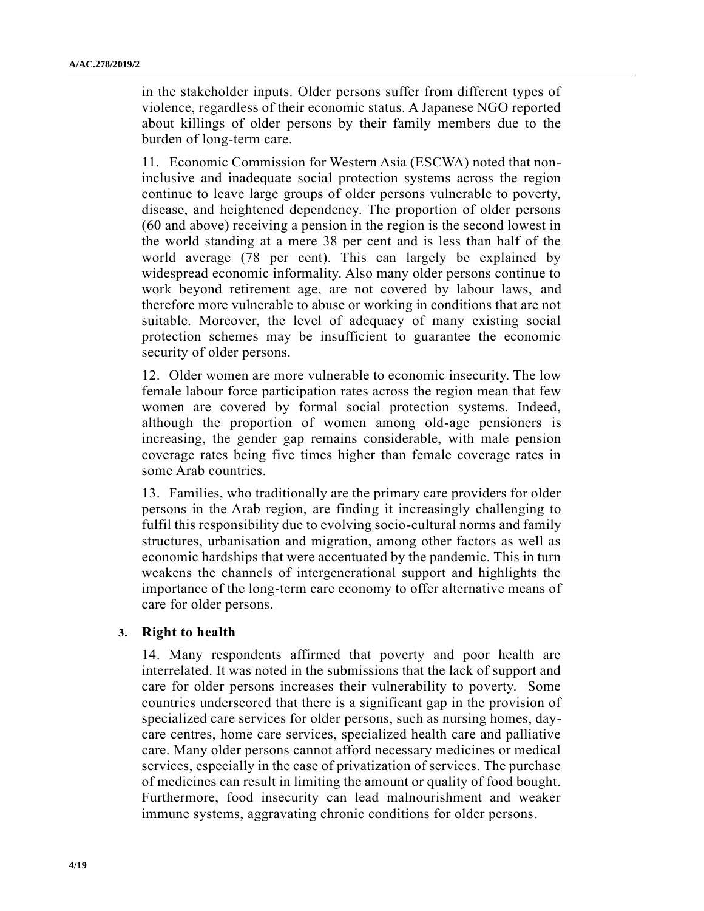in the stakeholder inputs. Older persons suffer from different types of violence, regardless of their economic status. A Japanese NGO reported about killings of older persons by their family members due to the burden of long-term care.

11. Economic Commission for Western Asia (ESCWA) noted that non-inclusive and inadequate social protection systems across the region continue to leave large groups of older persons vulnerable to poverty, disease, and heightened dependency. The proportion of older persons (60 and above) receiving a pension in the region is the second lowest in the world standing at a mere 38 per cent and is less than half of the world average (78 per cent). This can largely be explained by widespread economic informality. Also many older persons continue to work beyond retirement age, are not covered by labour laws, and therefore more vulnerable to abuse or working in conditions that are not suitable. Moreover, the level of adequacy of many existing social protection schemes may be insufficient to guarantee the economic security of older persons.

12. Older women are more vulnerable to economic insecurity. The low female labour force participation rates across the region mean that few women are covered by formal social protection systems. Indeed, although the proportion of women among old-age pensioners is increasing, the gender gap remains considerable, with male pension coverage rates being five times higher than female coverage rates in some Arab countries.

13. Families, who traditionally are the primary care providers for older persons in the Arab region, are finding it increasingly challenging to fulfil this responsibility due to evolving socio-cultural norms and family structures, urbanisation and migration, among other factors as well as economic hardships that were accentuated by the pandemic. This in turn weakens the channels of intergenerational support and highlights the importance of the long-term care economy to offer alternative means of care for older persons.

### 3. Right to health

14. Many respondents affirmed that poverty and poor health are interrelated. It was noted in the submissions that the lack of support and care for older persons increases their vulnerability to poverty. Some countries underscored that there is a significant gap in the provision of specialized care services for older persons, such as nursing homes, day-care centres, home care services, specialized health care and palliative care. Many older persons cannot afford necessary medicines or medical services, especially in the case of privatization of services. The purchase of medicines can result in limiting the amount or quality of food bought. Furthermore, food insecurity can lead malnourishment and weaker immune systems, aggravating chronic conditions for older persons.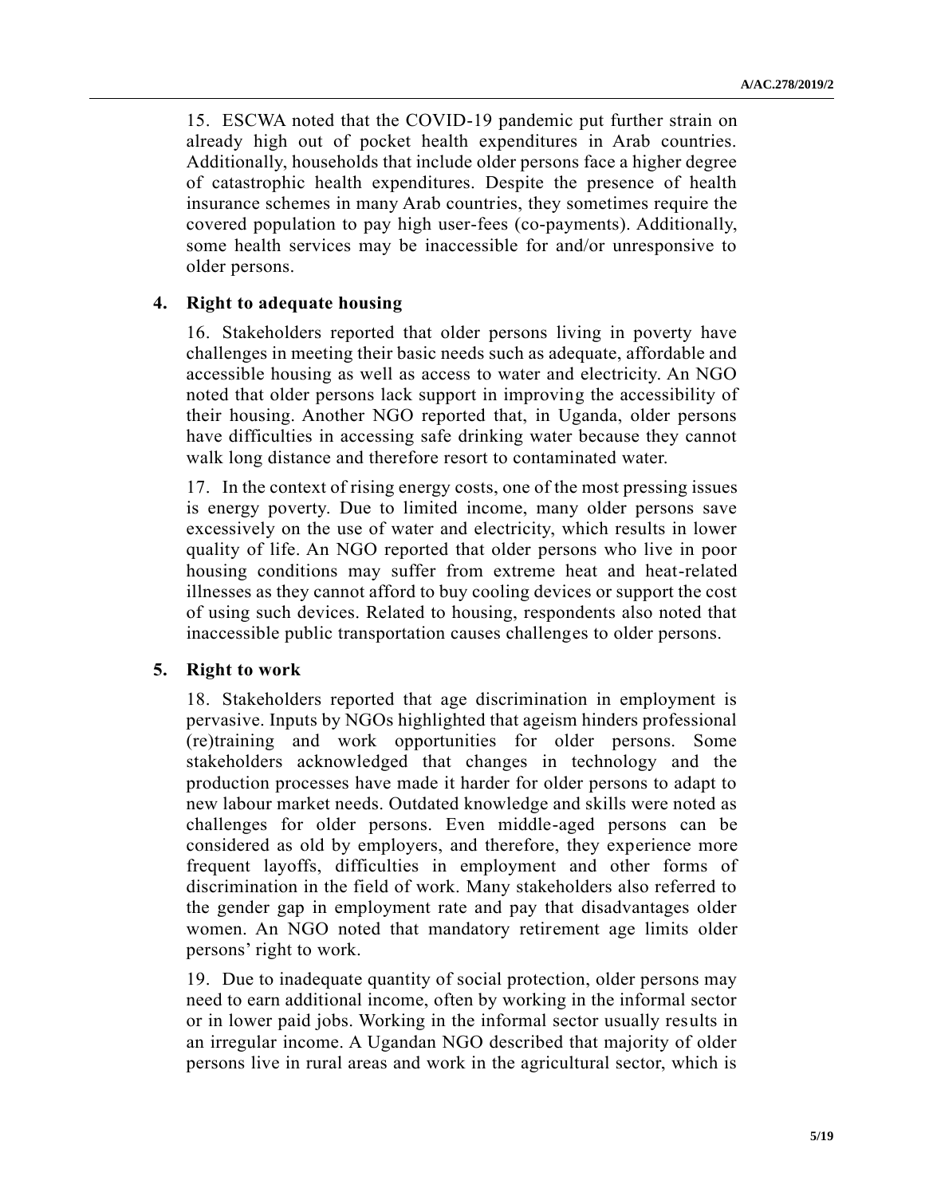15. ESCWA noted that the COVID-19 pandemic put further strain on already high out of pocket health expenditures in Arab countries. Additionally, households that include older persons face a higher degree of catastrophic health expenditures. Despite the presence of health insurance schemes in many Arab countries, they sometimes require the covered population to pay high user-fees (co-payments). Additionally, some health services may be inaccessible for and/or unresponsive to older persons.

### 4. Right to adequate housing

16. Stakeholders reported that older persons living in poverty have challenges in meeting their basic needs such as adequate, affordable and accessible housing as well as access to water and electricity. An NGO noted that older persons lack support in improving the accessibility of their housing. Another NGO reported that, in Uganda, older persons have difficulties in accessing safe drinking water because they cannot walk long distance and therefore resort to contaminated water.

17. In the context of rising energy costs, one of the most pressing issues is energy poverty. Due to limited income, many older persons save excessively on the use of water and electricity, which results in lower quality of life. An NGO reported that older persons who live in poor housing conditions may suffer from extreme heat and heat-related illnesses as they cannot afford to buy cooling devices or support the cost of using such devices. Related to housing, respondents also noted that inaccessible public transportation causes challenges to older persons.

### 5. Right to work

18. Stakeholders reported that age discrimination in employment is pervasive. Inputs by NGOs highlighted that ageism hinders professional (re)training and work opportunities for older persons. Some stakeholders acknowledged that changes in technology and the production processes have made it harder for older persons to adapt to new labour market needs. Outdated knowledge and skills were noted as challenges for older persons. Even middle-aged persons can be considered as old by employers, and therefore, they experience more frequent layoffs, difficulties in employment and other forms of discrimination in the field of work. Many stakeholders also referred to the gender gap in employment rate and pay that disadvantages older women. An NGO noted that mandatory retirement age limits older persons' right to work.

19. Due to inadequate quantity of social protection, older persons may need to earn additional income, often by working in the informal sector or in lower paid jobs. Working in the informal sector usually results in an irregular income. A Ugandan NGO described that majority of older persons live in rural areas and work in the agricultural sector, which is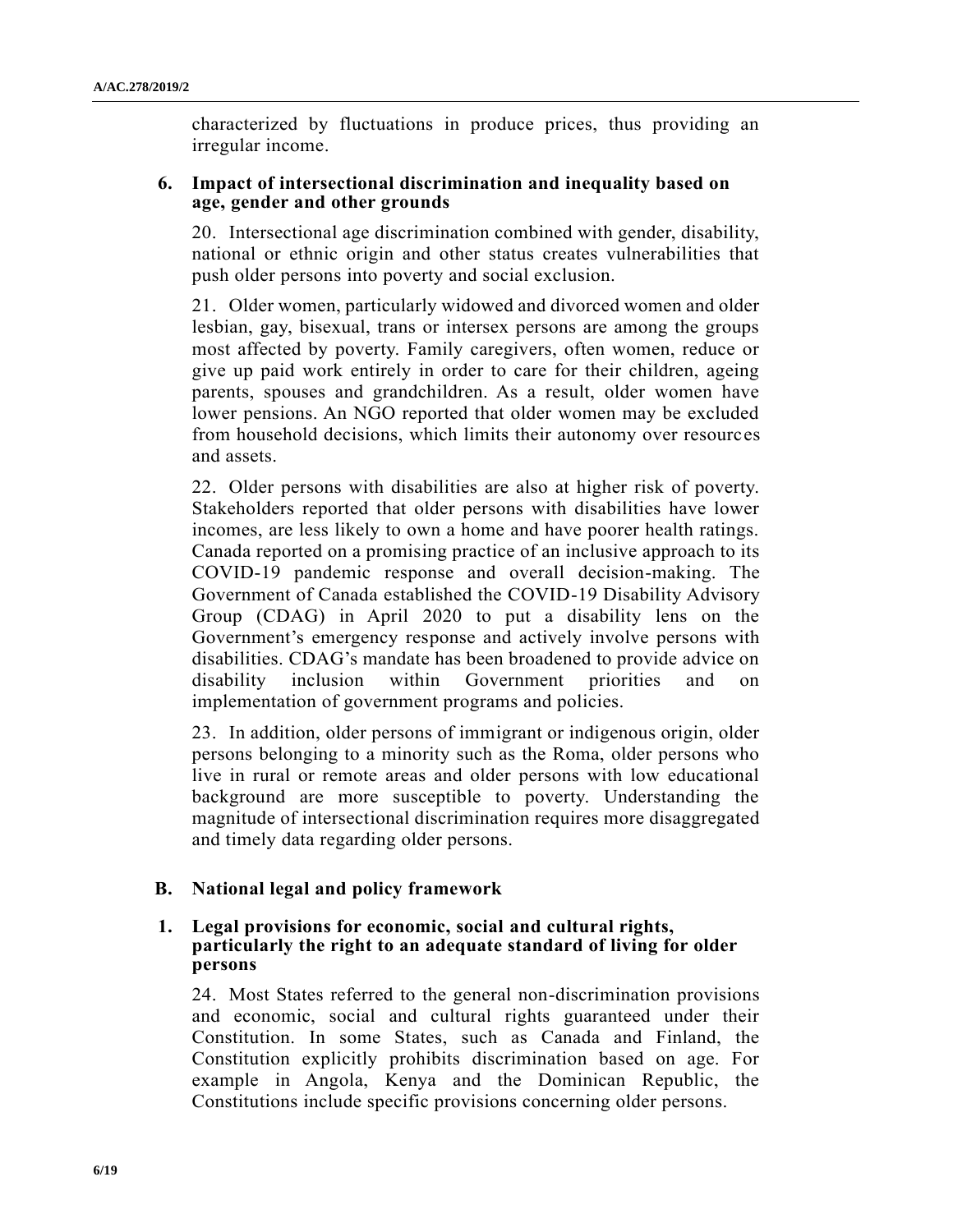characterized by fluctuations in produce prices, thus providing an irregular income.

### 6. Impact of intersectional discrimination and inequality based on age, gender and other grounds

20. Intersectional age discrimination combined with gender, disability, national or ethnic origin and other status creates vulnerabilities that push older persons into poverty and social exclusion.

21. Older women, particularly widowed and divorced women and older lesbian, gay, bisexual, trans or intersex persons are among the groups most affected by poverty. Family caregivers, often women, reduce or give up paid work entirely in order to care for their children, ageing parents, spouses and grandchildren. As a result, older women have lower pensions. An NGO reported that older women may be excluded from household decisions, which limits their autonomy over resources and assets.

22. Older persons with disabilities are also at higher risk of poverty. Stakeholders reported that older persons with disabilities have lower incomes, are less likely to own a home and have poorer health ratings. Canada reported on a promising practice of an inclusive approach to its COVID-19 pandemic response and overall decision-making. The Government of Canada established the COVID-19 Disability Advisory Group (CDAG) in April 2020 to put a disability lens on the Government's emergency response and actively involve persons with disabilities. CDAG's mandate has been broadened to provide advice on disability inclusion within Government priorities and on implementation of government programs and policies.

23. In addition, older persons of immigrant or indigenous origin, older persons belonging to a minority such as the Roma, older persons who live in rural or remote areas and older persons with low educational background are more susceptible to poverty. Understanding the magnitude of intersectional discrimination requires more disaggregated and timely data regarding older persons.

## B. National legal and policy framework

### 1. Legal provisions for economic, social and cultural rights, particularly the right to an adequate standard of living for older persons

24. Most States referred to the general non-discrimination provisions and economic, social and cultural rights guaranteed under their Constitution. In some States, such as Canada and Finland, the Constitution explicitly prohibits discrimination based on age. For example in Angola, Kenya and the Dominican Republic, the Constitutions include specific provisions concerning older persons.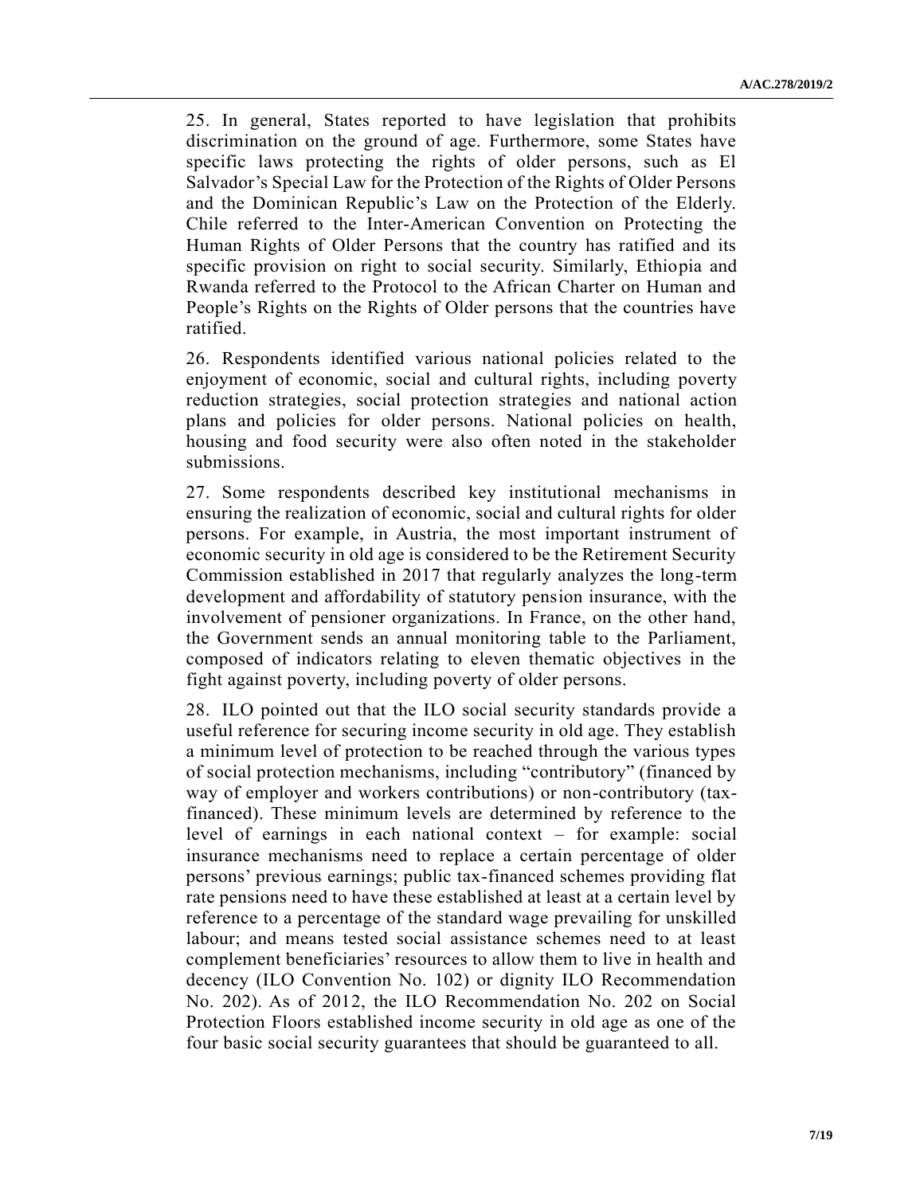25. In general, States reported to have legislation that prohibits discrimination on the ground of age. Furthermore, some States have specific laws protecting the rights of older persons, such as El Salvador's Special Law for the Protection of the Rights of Older Persons and the Dominican Republic's Law on the Protection of the Elderly. Chile referred to the Inter-American Convention on Protecting the Human Rights of Older Persons that the country has ratified and its specific provision on right to social security. Similarly, Ethiopia and Rwanda referred to the Protocol to the African Charter on Human and People's Rights on the Rights of Older persons that the countries have ratified.

26. Respondents identified various national policies related to the enjoyment of economic, social and cultural rights, including poverty reduction strategies, social protection strategies and national action plans and policies for older persons. National policies on health, housing and food security were also often noted in the stakeholder submissions.

27. Some respondents described key institutional mechanisms in ensuring the realization of economic, social and cultural rights for older persons. For example, in Austria, the most important instrument of economic security in old age is considered to be the Retirement Security Commission established in 2017 that regularly analyzes the long-term development and affordability of statutory pension insurance, with the involvement of pensioner organizations. In France, on the other hand, the Government sends an annual monitoring table to the Parliament, composed of indicators relating to eleven thematic objectives in the fight against poverty, including poverty of older persons.

28. ILO pointed out that the ILO social security standards provide a useful reference for securing income security in old age. They establish a minimum level of protection to be reached through the various types of social protection mechanisms, including "contributory" (financed by way of employer and workers contributions) or non-contributory (tax-financed). These minimum levels are determined by reference to the level of earnings in each national context – for example: social insurance mechanisms need to replace a certain percentage of older persons' previous earnings; public tax-financed schemes providing flat rate pensions need to have these established at least at a certain level by reference to a percentage of the standard wage prevailing for unskilled labour; and means tested social assistance schemes need to at least complement beneficiaries' resources to allow them to live in health and decency (ILO Convention No. 102) or dignity ILO Recommendation No. 202). As of 2012, the ILO Recommendation No. 202 on Social Protection Floors established income security in old age as one of the four basic social security guarantees that should be guaranteed to all.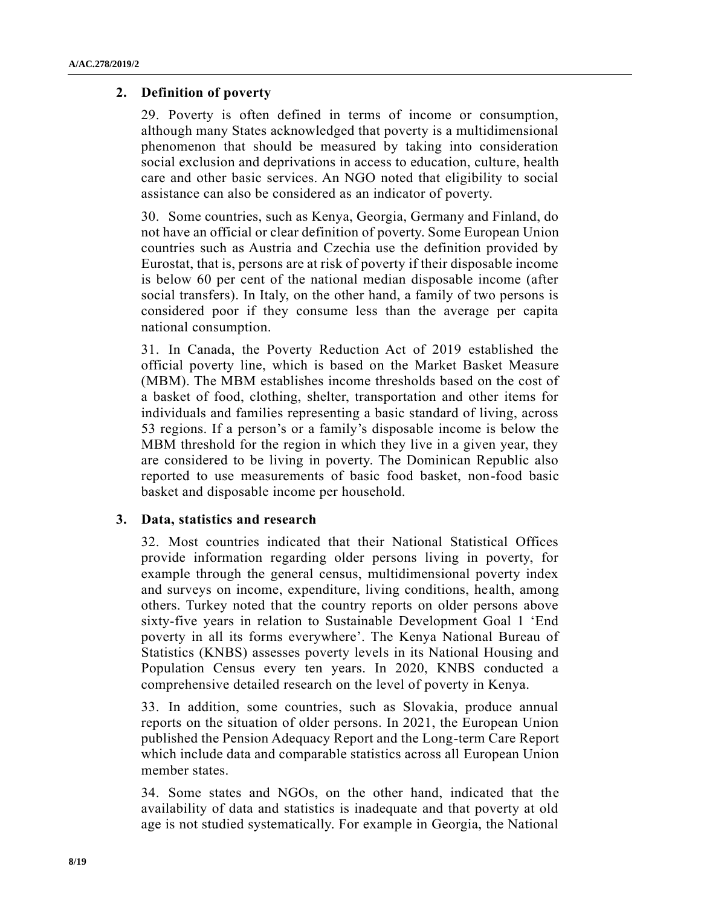## 2. Definition of poverty

29. Poverty is often defined in terms of income or consumption, although many States acknowledged that poverty is a multidimensional phenomenon that should be measured by taking into consideration social exclusion and deprivations in access to education, culture, health care and other basic services. An NGO noted that eligibility to social assistance can also be considered as an indicator of poverty.

30. Some countries, such as Kenya, Georgia, Germany and Finland, do not have an official or clear definition of poverty. Some European Union countries such as Austria and Czechia use the definition provided by Eurostat, that is, persons are at risk of poverty if their disposable income is below 60 per cent of the national median disposable income (after social transfers). In Italy, on the other hand, a family of two persons is considered poor if they consume less than the average per capita national consumption.

31. In Canada, the Poverty Reduction Act of 2019 established the official poverty line, which is based on the Market Basket Measure (MBM). The MBM establishes income thresholds based on the cost of a basket of food, clothing, shelter, transportation and other items for individuals and families representing a basic standard of living, across 53 regions. If a person's or a family's disposable income is below the MBM threshold for the region in which they live in a given year, they are considered to be living in poverty. The Dominican Republic also reported to use measurements of basic food basket, non-food basic basket and disposable income per household.

## 3. Data, statistics and research

32. Most countries indicated that their National Statistical Offices provide information regarding older persons living in poverty, for example through the general census, multidimensional poverty index and surveys on income, expenditure, living conditions, health, among others. Turkey noted that the country reports on older persons above sixty-five years in relation to Sustainable Development Goal 1 'End poverty in all its forms everywhere'. The Kenya National Bureau of Statistics (KNBS) assesses poverty levels in its National Housing and Population Census every ten years. In 2020, KNBS conducted a comprehensive detailed research on the level of poverty in Kenya.

33. In addition, some countries, such as Slovakia, produce annual reports on the situation of older persons. In 2021, the European Union published the Pension Adequacy Report and the Long-term Care Report which include data and comparable statistics across all European Union member states.

34. Some states and NGOs, on the other hand, indicated that the availability of data and statistics is inadequate and that poverty at old age is not studied systematically. For example in Georgia, the National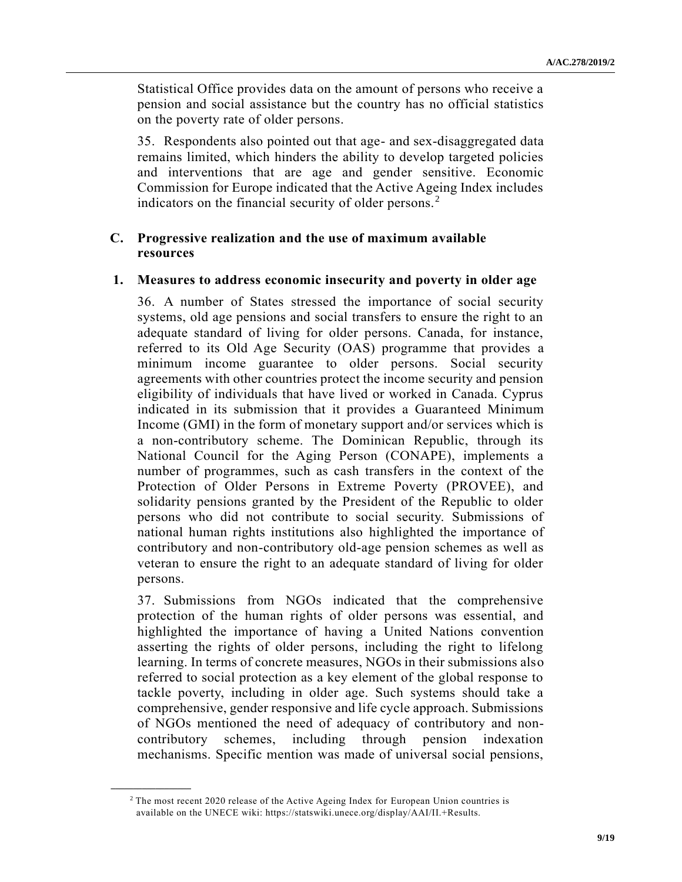Statistical Office provides data on the amount of persons who receive a pension and social assistance but the country has no official statistics on the poverty rate of older persons.

35. Respondents also pointed out that age- and sex-disaggregated data remains limited, which hinders the ability to develop targeted policies and interventions that are age and gender sensitive. Economic Commission for Europe indicated that the Active Ageing Index includes indicators on the financial security of older persons.[2]

## C. Progressive realization and the use of maximum available resources

### 1. Measures to address economic insecurity and poverty in older age

36. A number of States stressed the importance of social security systems, old age pensions and social transfers to ensure the right to an adequate standard of living for older persons. Canada, for instance, referred to its Old Age Security (OAS) programme that provides a minimum income guarantee to older persons. Social security agreements with other countries protect the income security and pension eligibility of individuals that have lived or worked in Canada. Cyprus indicated in its submission that it provides a Guaranteed Minimum Income (GMI) in the form of monetary support and/or services which is a non-contributory scheme. The Dominican Republic, through its National Council for the Aging Person (CONAPE), implements a number of programmes, such as cash transfers in the context of the Protection of Older Persons in Extreme Poverty (PROVEE), and solidarity pensions granted by the President of the Republic to older persons who did not contribute to social security. Submissions of national human rights institutions also highlighted the importance of contributory and non-contributory old-age pension schemes as well as veteran to ensure the right to an adequate standard of living for older persons.

37. Submissions from NGOs indicated that the comprehensive protection of the human rights of older persons was essential, and highlighted the importance of having a United Nations convention asserting the rights of older persons, including the right to lifelong learning. In terms of concrete measures, NGOs in their submissions also referred to social protection as a key element of the global response to tackle poverty, including in older age. Such systems should take a comprehensive, gender responsive and life cycle approach. Submissions of NGOs mentioned the need of adequacy of contributory and non-contributory schemes, including through pension indexation mechanisms. Specific mention was made of universal social pensions,

[2] The most recent 2020 release of the Active Ageing Index for European Union countries is available on the UNECE wiki: https://statswiki.unece.org/display/AAI/II.+Results.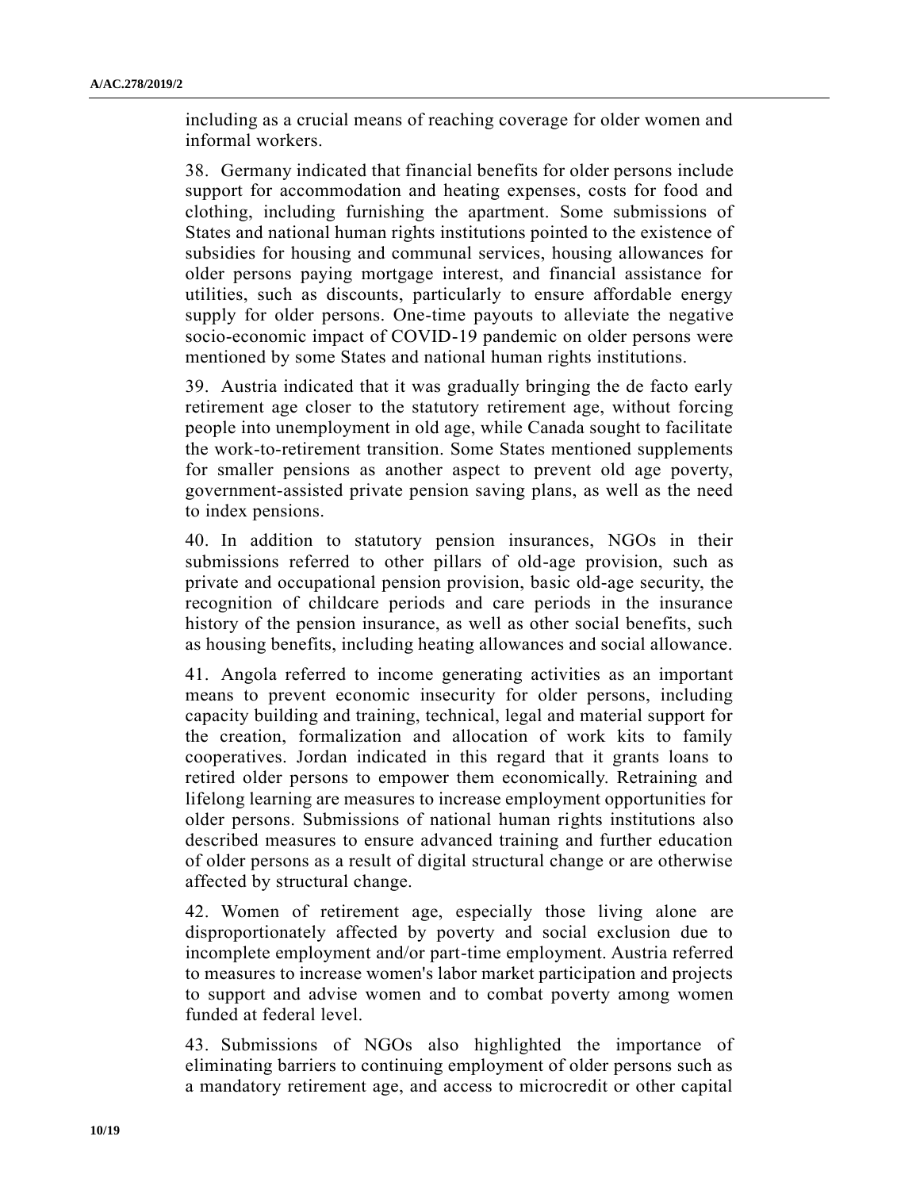including as a crucial means of reaching coverage for older women and informal workers.

38. Germany indicated that financial benefits for older persons include support for accommodation and heating expenses, costs for food and clothing, including furnishing the apartment. Some submissions of States and national human rights institutions pointed to the existence of subsidies for housing and communal services, housing allowances for older persons paying mortgage interest, and financial assistance for utilities, such as discounts, particularly to ensure affordable energy supply for older persons. One-time payouts to alleviate the negative socio-economic impact of COVID-19 pandemic on older persons were mentioned by some States and national human rights institutions.

39. Austria indicated that it was gradually bringing the de facto early retirement age closer to the statutory retirement age, without forcing people into unemployment in old age, while Canada sought to facilitate the work-to-retirement transition. Some States mentioned supplements for smaller pensions as another aspect to prevent old age poverty, government-assisted private pension saving plans, as well as the need to index pensions.

40. In addition to statutory pension insurances, NGOs in their submissions referred to other pillars of old-age provision, such as private and occupational pension provision, basic old-age security, the recognition of childcare periods and care periods in the insurance history of the pension insurance, as well as other social benefits, such as housing benefits, including heating allowances and social allowance.

41. Angola referred to income generating activities as an important means to prevent economic insecurity for older persons, including capacity building and training, technical, legal and material support for the creation, formalization and allocation of work kits to family cooperatives. Jordan indicated in this regard that it grants loans to retired older persons to empower them economically. Retraining and lifelong learning are measures to increase employment opportunities for older persons. Submissions of national human rights institutions also described measures to ensure advanced training and further education of older persons as a result of digital structural change or are otherwise affected by structural change.

42. Women of retirement age, especially those living alone are disproportionately affected by poverty and social exclusion due to incomplete employment and/or part-time employment. Austria referred to measures to increase women's labor market participation and projects to support and advise women and to combat poverty among women funded at federal level.

43. Submissions of NGOs also highlighted the importance of eliminating barriers to continuing employment of older persons such as a mandatory retirement age, and access to microcredit or other capital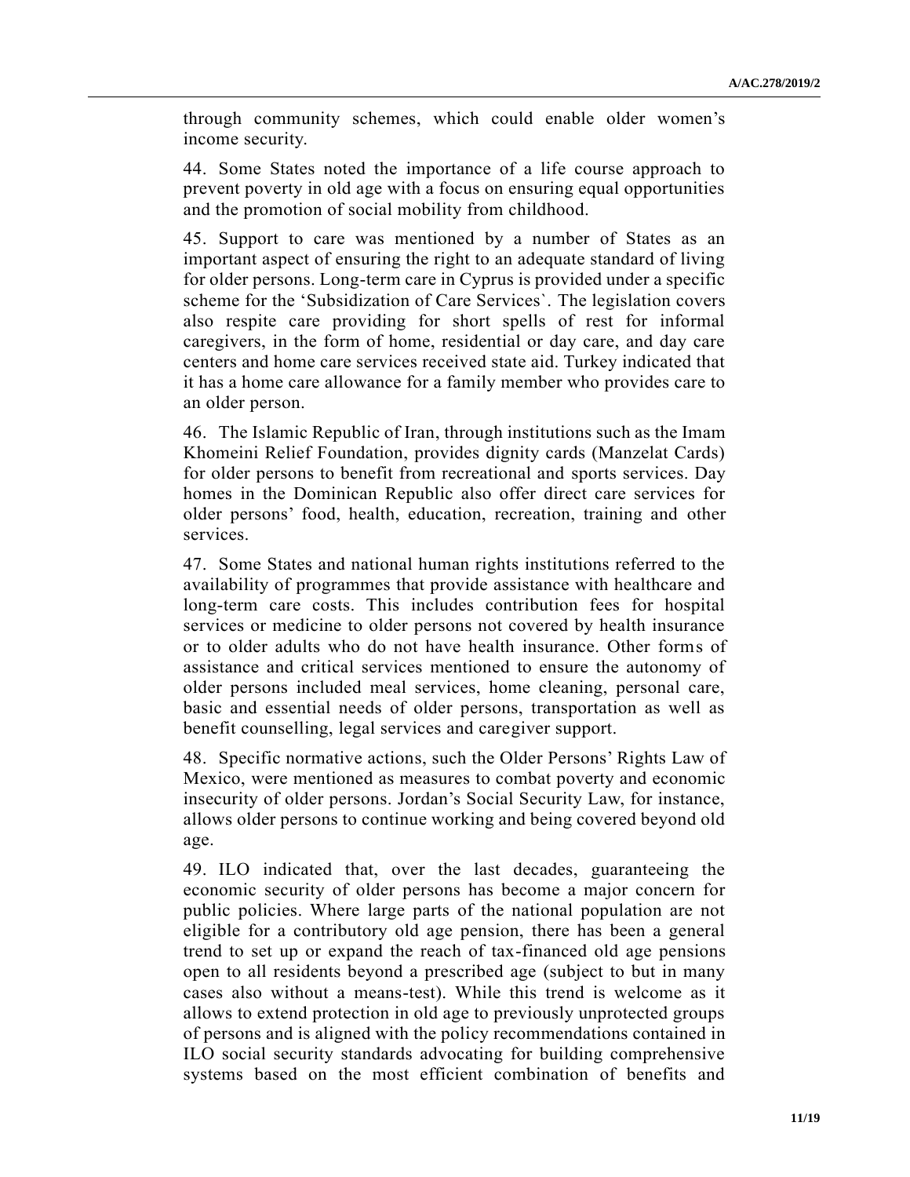through community schemes, which could enable older women's income security.

44. Some States noted the importance of a life course approach to prevent poverty in old age with a focus on ensuring equal opportunities and the promotion of social mobility from childhood.

45. Support to care was mentioned by a number of States as an important aspect of ensuring the right to an adequate standard of living for older persons. Long-term care in Cyprus is provided under a specific scheme for the 'Subsidization of Care Services`. The legislation covers also respite care providing for short spells of rest for informal caregivers, in the form of home, residential or day care, and day care centers and home care services received state aid. Turkey indicated that it has a home care allowance for a family member who provides care to an older person.

46. The Islamic Republic of Iran, through institutions such as the Imam Khomeini Relief Foundation, provides dignity cards (Manzelat Cards) for older persons to benefit from recreational and sports services. Day homes in the Dominican Republic also offer direct care services for older persons' food, health, education, recreation, training and other services.

47. Some States and national human rights institutions referred to the availability of programmes that provide assistance with healthcare and long-term care costs. This includes contribution fees for hospital services or medicine to older persons not covered by health insurance or to older adults who do not have health insurance. Other forms of assistance and critical services mentioned to ensure the autonomy of older persons included meal services, home cleaning, personal care, basic and essential needs of older persons, transportation as well as benefit counselling, legal services and caregiver support.

48. Specific normative actions, such the Older Persons' Rights Law of Mexico, were mentioned as measures to combat poverty and economic insecurity of older persons. Jordan's Social Security Law, for instance, allows older persons to continue working and being covered beyond old age.

49. ILO indicated that, over the last decades, guaranteeing the economic security of older persons has become a major concern for public policies. Where large parts of the national population are not eligible for a contributory old age pension, there has been a general trend to set up or expand the reach of tax-financed old age pensions open to all residents beyond a prescribed age (subject to but in many cases also without a means-test). While this trend is welcome as it allows to extend protection in old age to previously unprotected groups of persons and is aligned with the policy recommendations contained in ILO social security standards advocating for building comprehensive systems based on the most efficient combination of benefits and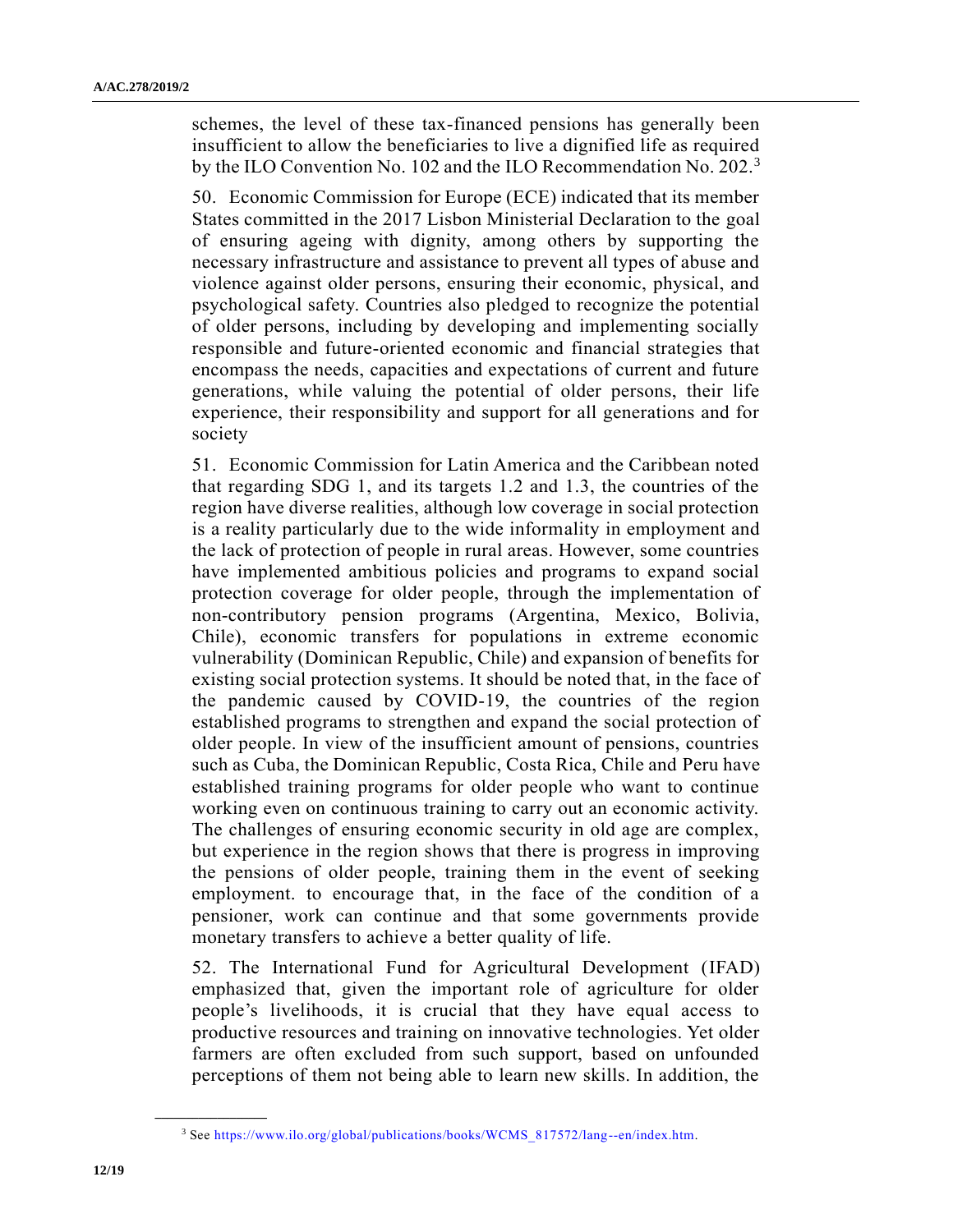schemes, the level of these tax-financed pensions has generally been insufficient to allow the beneficiaries to live a dignified life as required by the ILO Convention No. 102 and the ILO Recommendation No. 202.[3]

50. Economic Commission for Europe (ECE) indicated that its member States committed in the 2017 Lisbon Ministerial Declaration to the goal of ensuring ageing with dignity, among others by supporting the necessary infrastructure and assistance to prevent all types of abuse and violence against older persons, ensuring their economic, physical, and psychological safety. Countries also pledged to recognize the potential of older persons, including by developing and implementing socially responsible and future-oriented economic and financial strategies that encompass the needs, capacities and expectations of current and future generations, while valuing the potential of older persons, their life experience, their responsibility and support for all generations and for society

51. Economic Commission for Latin America and the Caribbean noted that regarding SDG 1, and its targets 1.2 and 1.3, the countries of the region have diverse realities, although low coverage in social protection is a reality particularly due to the wide informality in employment and the lack of protection of people in rural areas. However, some countries have implemented ambitious policies and programs to expand social protection coverage for older people, through the implementation of non-contributory pension programs (Argentina, Mexico, Bolivia, Chile), economic transfers for populations in extreme economic vulnerability (Dominican Republic, Chile) and expansion of benefits for existing social protection systems. It should be noted that, in the face of the pandemic caused by COVID-19, the countries of the region established programs to strengthen and expand the social protection of older people. In view of the insufficient amount of pensions, countries such as Cuba, the Dominican Republic, Costa Rica, Chile and Peru have established training programs for older people who want to continue working even on continuous training to carry out an economic activity. The challenges of ensuring economic security in old age are complex, but experience in the region shows that there is progress in improving the pensions of older people, training them in the event of seeking employment. to encourage that, in the face of the condition of a pensioner, work can continue and that some governments provide monetary transfers to achieve a better quality of life.

52. The International Fund for Agricultural Development (IFAD) emphasized that, given the important role of agriculture for older people's livelihoods, it is crucial that they have equal access to productive resources and training on innovative technologies. Yet older farmers are often excluded from such support, based on unfounded perceptions of them not being able to learn new skills. In addition, the

---

[3] See https://www.ilo.org/global/publications/books/WCMS_817572/lang--en/index.htm.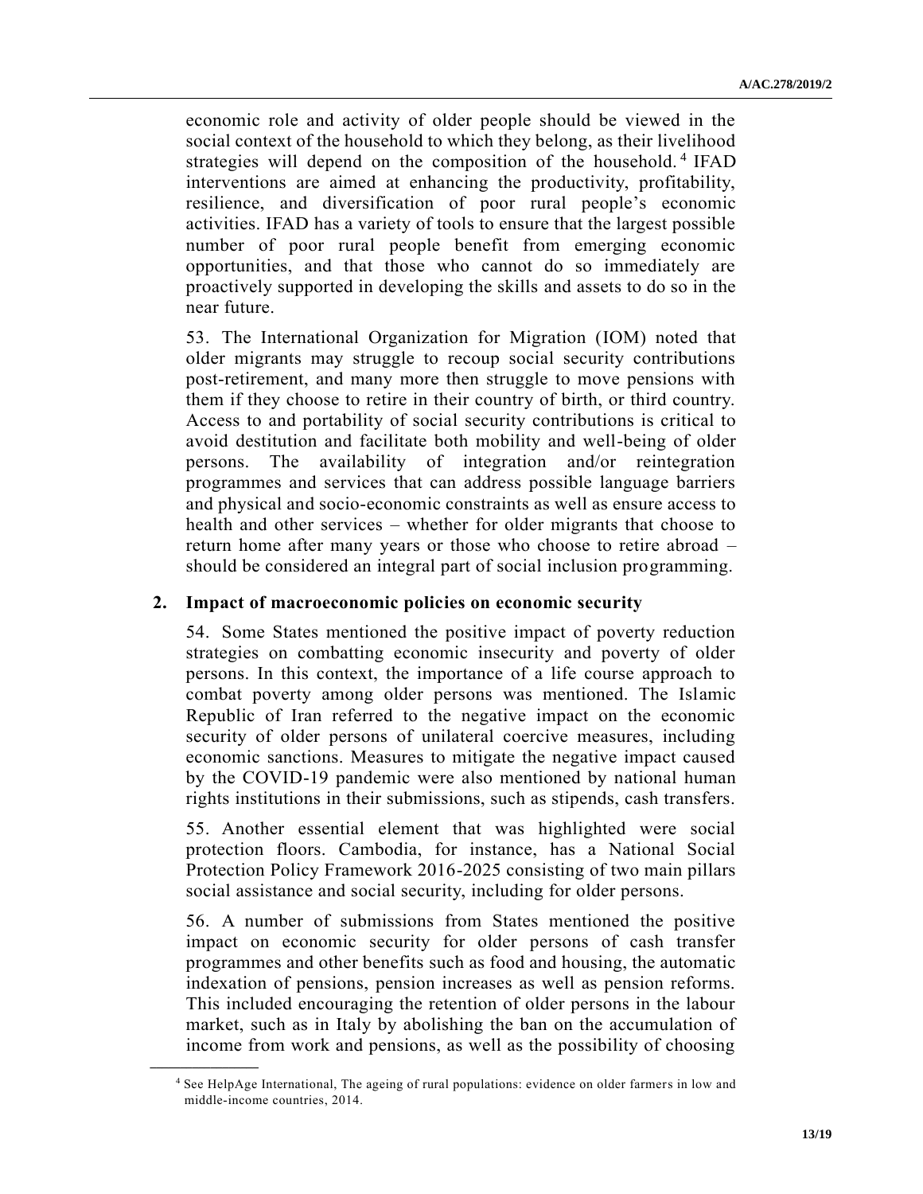economic role and activity of older people should be viewed in the social context of the household to which they belong, as their livelihood strategies will depend on the composition of the household.[4] IFAD interventions are aimed at enhancing the productivity, profitability, resilience, and diversification of poor rural people's economic activities. IFAD has a variety of tools to ensure that the largest possible number of poor rural people benefit from emerging economic opportunities, and that those who cannot do so immediately are proactively supported in developing the skills and assets to do so in the near future.

53. The International Organization for Migration (IOM) noted that older migrants may struggle to recoup social security contributions post-retirement, and many more then struggle to move pensions with them if they choose to retire in their country of birth, or third country. Access to and portability of social security contributions is critical to avoid destitution and facilitate both mobility and well-being of older persons. The availability of integration and/or reintegration programmes and services that can address possible language barriers and physical and socio-economic constraints as well as ensure access to health and other services – whether for older migrants that choose to return home after many years or those who choose to retire abroad – should be considered an integral part of social inclusion programming.

### 2. Impact of macroeconomic policies on economic security

54. Some States mentioned the positive impact of poverty reduction strategies on combatting economic insecurity and poverty of older persons. In this context, the importance of a life course approach to combat poverty among older persons was mentioned. The Islamic Republic of Iran referred to the negative impact on the economic security of older persons of unilateral coercive measures, including economic sanctions. Measures to mitigate the negative impact caused by the COVID-19 pandemic were also mentioned by national human rights institutions in their submissions, such as stipends, cash transfers.

55. Another essential element that was highlighted were social protection floors. Cambodia, for instance, has a National Social Protection Policy Framework 2016-2025 consisting of two main pillars social assistance and social security, including for older persons.

56. A number of submissions from States mentioned the positive impact on economic security for older persons of cash transfer programmes and other benefits such as food and housing, the automatic indexation of pensions, pension increases as well as pension reforms. This included encouraging the retention of older persons in the labour market, such as in Italy by abolishing the ban on the accumulation of income from work and pensions, as well as the possibility of choosing

[4] See HelpAge International, The ageing of rural populations: evidence on older farmers in low and middle-income countries, 2014.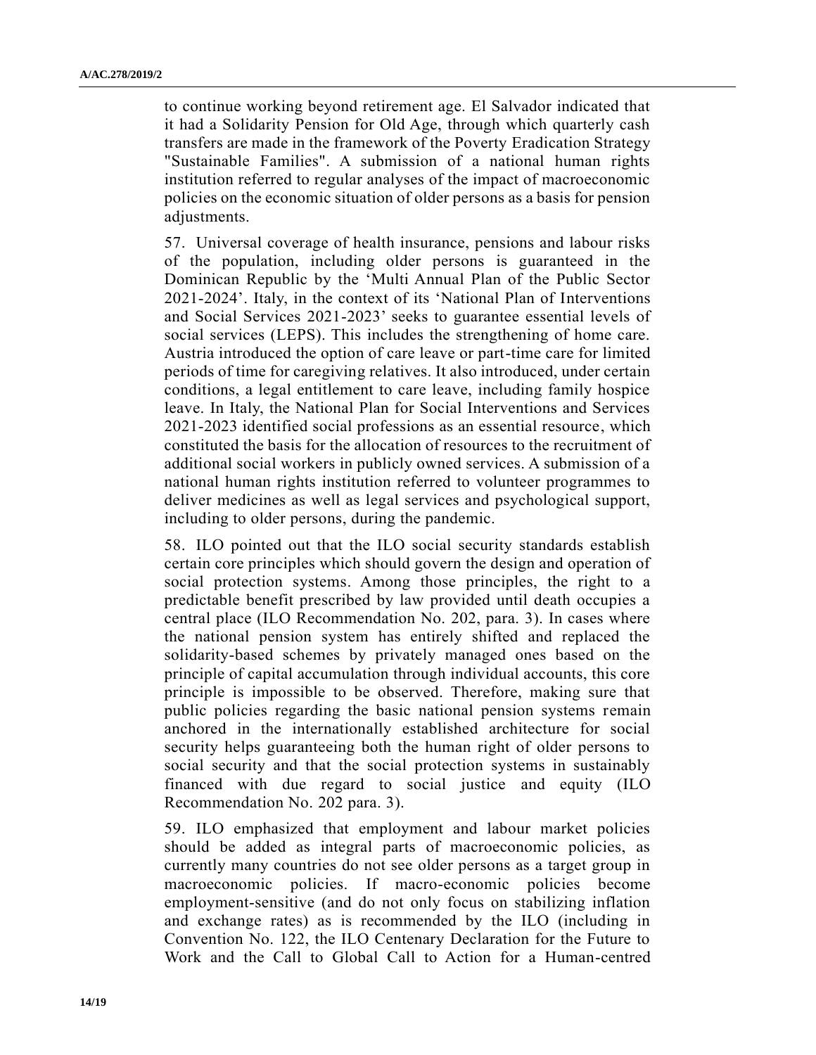to continue working beyond retirement age. El Salvador indicated that it had a Solidarity Pension for Old Age, through which quarterly cash transfers are made in the framework of the Poverty Eradication Strategy "Sustainable Families". A submission of a national human rights institution referred to regular analyses of the impact of macroeconomic policies on the economic situation of older persons as a basis for pension adjustments.

57. Universal coverage of health insurance, pensions and labour risks of the population, including older persons is guaranteed in the Dominican Republic by the 'Multi Annual Plan of the Public Sector 2021-2024'. Italy, in the context of its 'National Plan of Interventions and Social Services 2021-2023' seeks to guarantee essential levels of social services (LEPS). This includes the strengthening of home care. Austria introduced the option of care leave or part-time care for limited periods of time for caregiving relatives. It also introduced, under certain conditions, a legal entitlement to care leave, including family hospice leave. In Italy, the National Plan for Social Interventions and Services 2021-2023 identified social professions as an essential resource, which constituted the basis for the allocation of resources to the recruitment of additional social workers in publicly owned services. A submission of a national human rights institution referred to volunteer programmes to deliver medicines as well as legal services and psychological support, including to older persons, during the pandemic.

58. ILO pointed out that the ILO social security standards establish certain core principles which should govern the design and operation of social protection systems. Among those principles, the right to a predictable benefit prescribed by law provided until death occupies a central place (ILO Recommendation No. 202, para. 3). In cases where the national pension system has entirely shifted and replaced the solidarity-based schemes by privately managed ones based on the principle of capital accumulation through individual accounts, this core principle is impossible to be observed. Therefore, making sure that public policies regarding the basic national pension systems remain anchored in the internationally established architecture for social security helps guaranteeing both the human right of older persons to social security and that the social protection systems in sustainably financed with due regard to social justice and equity (ILO Recommendation No. 202 para. 3).

59. ILO emphasized that employment and labour market policies should be added as integral parts of macroeconomic policies, as currently many countries do not see older persons as a target group in macroeconomic policies. If macro-economic policies become employment-sensitive (and do not only focus on stabilizing inflation and exchange rates) as is recommended by the ILO (including in Convention No. 122, the ILO Centenary Declaration for the Future to Work and the Call to Global Call to Action for a Human-centred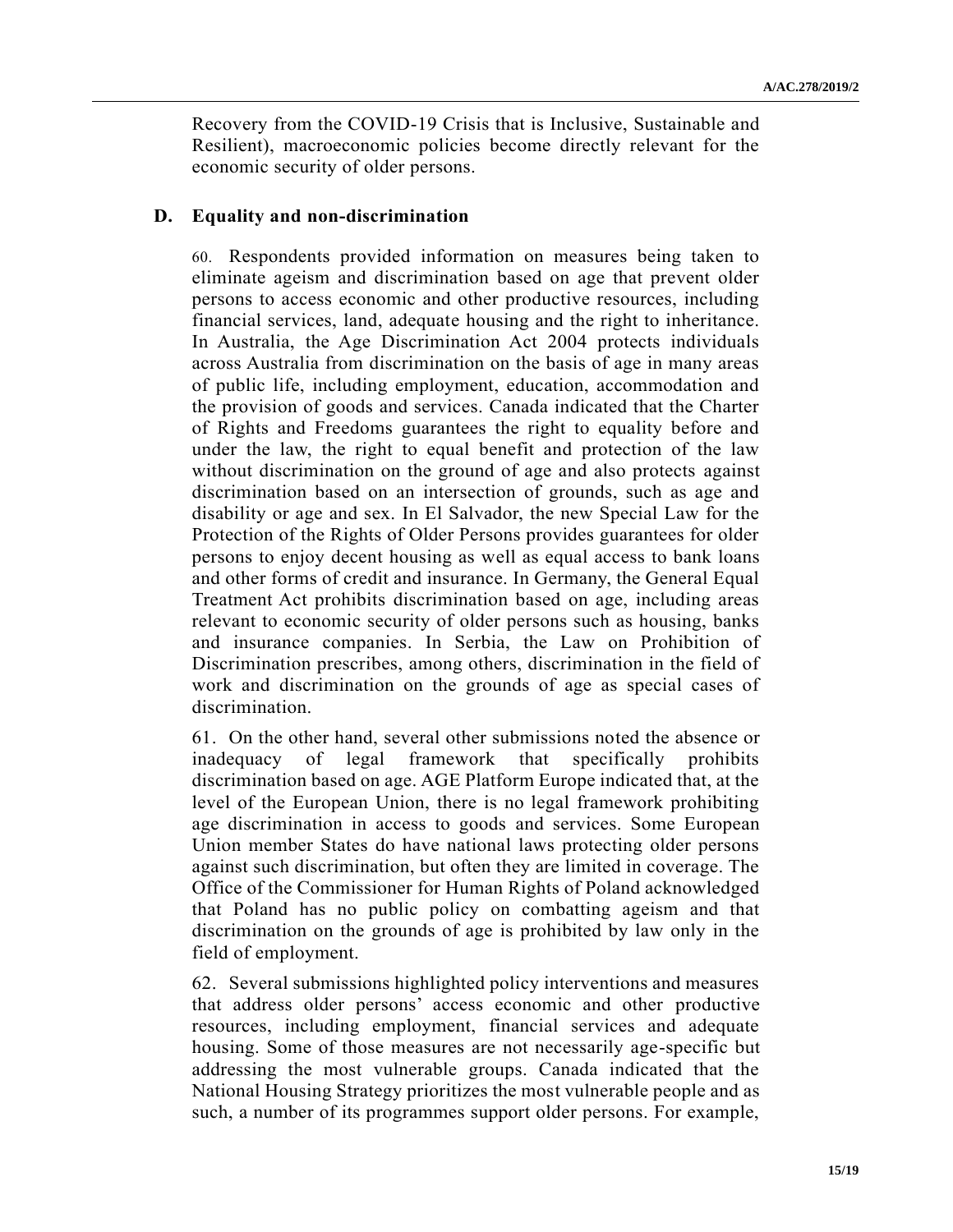Recovery from the COVID-19 Crisis that is Inclusive, Sustainable and Resilient), macroeconomic policies become directly relevant for the economic security of older persons.

## D. Equality and non-discrimination

60. Respondents provided information on measures being taken to eliminate ageism and discrimination based on age that prevent older persons to access economic and other productive resources, including financial services, land, adequate housing and the right to inheritance. In Australia, the Age Discrimination Act 2004 protects individuals across Australia from discrimination on the basis of age in many areas of public life, including employment, education, accommodation and the provision of goods and services. Canada indicated that the Charter of Rights and Freedoms guarantees the right to equality before and under the law, the right to equal benefit and protection of the law without discrimination on the ground of age and also protects against discrimination based on an intersection of grounds, such as age and disability or age and sex. In El Salvador, the new Special Law for the Protection of the Rights of Older Persons provides guarantees for older persons to enjoy decent housing as well as equal access to bank loans and other forms of credit and insurance. In Germany, the General Equal Treatment Act prohibits discrimination based on age, including areas relevant to economic security of older persons such as housing, banks and insurance companies. In Serbia, the Law on Prohibition of Discrimination prescribes, among others, discrimination in the field of work and discrimination on the grounds of age as special cases of discrimination.

61. On the other hand, several other submissions noted the absence or inadequacy of legal framework that specifically prohibits discrimination based on age. AGE Platform Europe indicated that, at the level of the European Union, there is no legal framework prohibiting age discrimination in access to goods and services. Some European Union member States do have national laws protecting older persons against such discrimination, but often they are limited in coverage. The Office of the Commissioner for Human Rights of Poland acknowledged that Poland has no public policy on combatting ageism and that discrimination on the grounds of age is prohibited by law only in the field of employment.

62. Several submissions highlighted policy interventions and measures that address older persons' access economic and other productive resources, including employment, financial services and adequate housing. Some of those measures are not necessarily age-specific but addressing the most vulnerable groups. Canada indicated that the National Housing Strategy prioritizes the most vulnerable people and as such, a number of its programmes support older persons. For example,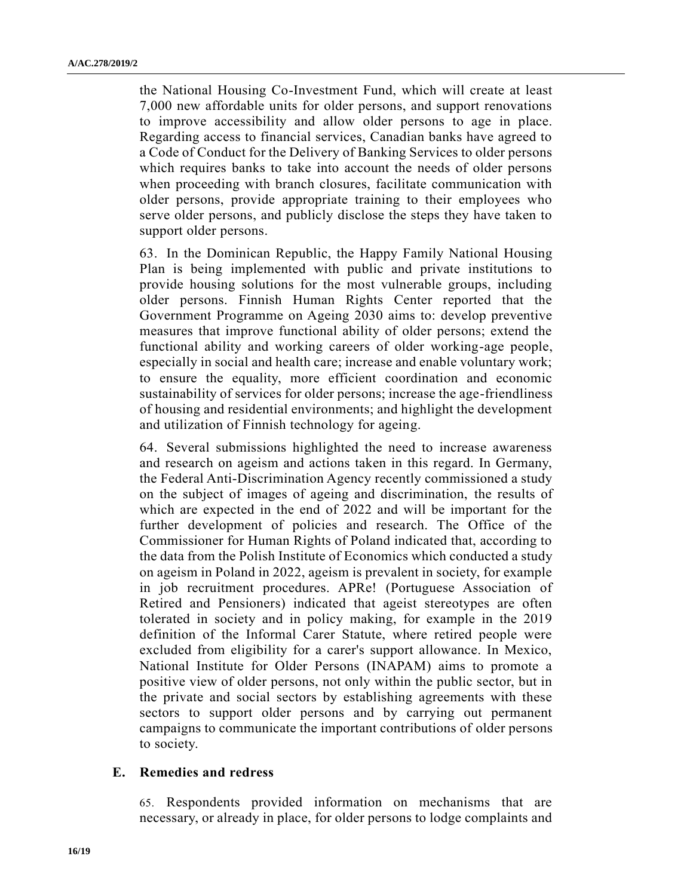the National Housing Co-Investment Fund, which will create at least 7,000 new affordable units for older persons, and support renovations to improve accessibility and allow older persons to age in place. Regarding access to financial services, Canadian banks have agreed to a Code of Conduct for the Delivery of Banking Services to older persons which requires banks to take into account the needs of older persons when proceeding with branch closures, facilitate communication with older persons, provide appropriate training to their employees who serve older persons, and publicly disclose the steps they have taken to support older persons.

63. In the Dominican Republic, the Happy Family National Housing Plan is being implemented with public and private institutions to provide housing solutions for the most vulnerable groups, including older persons. Finnish Human Rights Center reported that the Government Programme on Ageing 2030 aims to: develop preventive measures that improve functional ability of older persons; extend the functional ability and working careers of older working-age people, especially in social and health care; increase and enable voluntary work; to ensure the equality, more efficient coordination and economic sustainability of services for older persons; increase the age-friendliness of housing and residential environments; and highlight the development and utilization of Finnish technology for ageing.

64. Several submissions highlighted the need to increase awareness and research on ageism and actions taken in this regard. In Germany, the Federal Anti-Discrimination Agency recently commissioned a study on the subject of images of ageing and discrimination, the results of which are expected in the end of 2022 and will be important for the further development of policies and research. The Office of the Commissioner for Human Rights of Poland indicated that, according to the data from the Polish Institute of Economics which conducted a study on ageism in Poland in 2022, ageism is prevalent in society, for example in job recruitment procedures. APRe! (Portuguese Association of Retired and Pensioners) indicated that ageist stereotypes are often tolerated in society and in policy making, for example in the 2019 definition of the Informal Carer Statute, where retired people were excluded from eligibility for a carer's support allowance. In Mexico, National Institute for Older Persons (INAPAM) aims to promote a positive view of older persons, not only within the public sector, but in the private and social sectors by establishing agreements with these sectors to support older persons and by carrying out permanent campaigns to communicate the important contributions of older persons to society.

### E. Remedies and redress

65. Respondents provided information on mechanisms that are necessary, or already in place, for older persons to lodge complaints and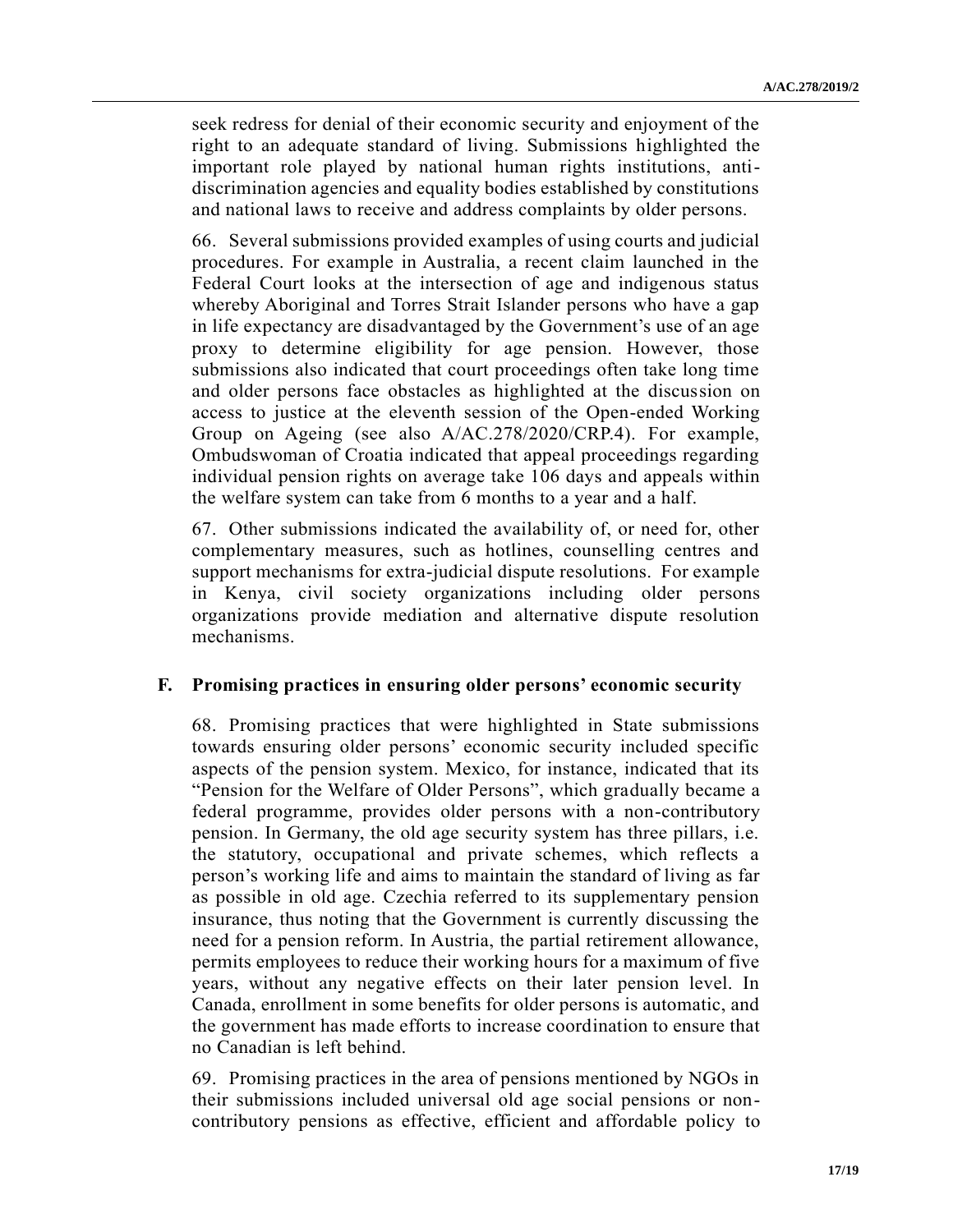seek redress for denial of their economic security and enjoyment of the right to an adequate standard of living. Submissions highlighted the important role played by national human rights institutions, anti-discrimination agencies and equality bodies established by constitutions and national laws to receive and address complaints by older persons.

66. Several submissions provided examples of using courts and judicial procedures. For example in Australia, a recent claim launched in the Federal Court looks at the intersection of age and indigenous status whereby Aboriginal and Torres Strait Islander persons who have a gap in life expectancy are disadvantaged by the Government's use of an age proxy to determine eligibility for age pension. However, those submissions also indicated that court proceedings often take long time and older persons face obstacles as highlighted at the discussion on access to justice at the eleventh session of the Open-ended Working Group on Ageing (see also A/AC.278/2020/CRP.4). For example, Ombudswoman of Croatia indicated that appeal proceedings regarding individual pension rights on average take 106 days and appeals within the welfare system can take from 6 months to a year and a half.

67. Other submissions indicated the availability of, or need for, other complementary measures, such as hotlines, counselling centres and support mechanisms for extra-judicial dispute resolutions. For example in Kenya, civil society organizations including older persons organizations provide mediation and alternative dispute resolution mechanisms.

## F. Promising practices in ensuring older persons' economic security

68. Promising practices that were highlighted in State submissions towards ensuring older persons' economic security included specific aspects of the pension system. Mexico, for instance, indicated that its "Pension for the Welfare of Older Persons", which gradually became a federal programme, provides older persons with a non-contributory pension. In Germany, the old age security system has three pillars, i.e. the statutory, occupational and private schemes, which reflects a person's working life and aims to maintain the standard of living as far as possible in old age. Czechia referred to its supplementary pension insurance, thus noting that the Government is currently discussing the need for a pension reform. In Austria, the partial retirement allowance, permits employees to reduce their working hours for a maximum of five years, without any negative effects on their later pension level. In Canada, enrollment in some benefits for older persons is automatic, and the government has made efforts to increase coordination to ensure that no Canadian is left behind.

69. Promising practices in the area of pensions mentioned by NGOs in their submissions included universal old age social pensions or non-contributory pensions as effective, efficient and affordable policy to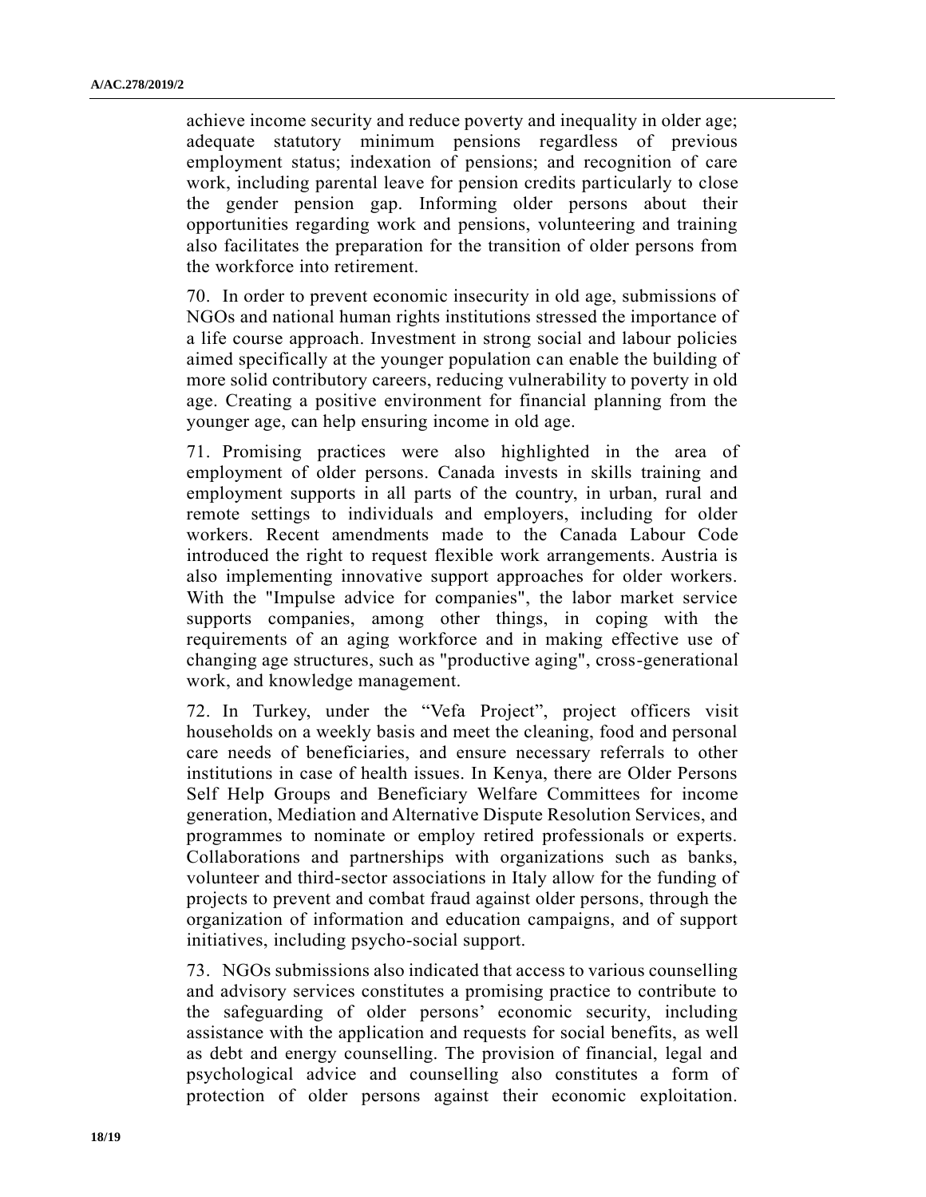achieve income security and reduce poverty and inequality in older age; adequate statutory minimum pensions regardless of previous employment status; indexation of pensions; and recognition of care work, including parental leave for pension credits particularly to close the gender pension gap. Informing older persons about their opportunities regarding work and pensions, volunteering and training also facilitates the preparation for the transition of older persons from the workforce into retirement.

70. In order to prevent economic insecurity in old age, submissions of NGOs and national human rights institutions stressed the importance of a life course approach. Investment in strong social and labour policies aimed specifically at the younger population can enable the building of more solid contributory careers, reducing vulnerability to poverty in old age. Creating a positive environment for financial planning from the younger age, can help ensuring income in old age.

71. Promising practices were also highlighted in the area of employment of older persons. Canada invests in skills training and employment supports in all parts of the country, in urban, rural and remote settings to individuals and employers, including for older workers. Recent amendments made to the Canada Labour Code introduced the right to request flexible work arrangements. Austria is also implementing innovative support approaches for older workers. With the "Impulse advice for companies", the labor market service supports companies, among other things, in coping with the requirements of an aging workforce and in making effective use of changing age structures, such as "productive aging", cross-generational work, and knowledge management.

72. In Turkey, under the “Vefa Project”, project officers visit households on a weekly basis and meet the cleaning, food and personal care needs of beneficiaries, and ensure necessary referrals to other institutions in case of health issues. In Kenya, there are Older Persons Self Help Groups and Beneficiary Welfare Committees for income generation, Mediation and Alternative Dispute Resolution Services, and programmes to nominate or employ retired professionals or experts. Collaborations and partnerships with organizations such as banks, volunteer and third-sector associations in Italy allow for the funding of projects to prevent and combat fraud against older persons, through the organization of information and education campaigns, and of support initiatives, including psycho-social support.

73. NGOs submissions also indicated that access to various counselling and advisory services constitutes a promising practice to contribute to the safeguarding of older persons’ economic security, including assistance with the application and requests for social benefits, as well as debt and energy counselling. The provision of financial, legal and psychological advice and counselling also constitutes a form of protection of older persons against their economic exploitation.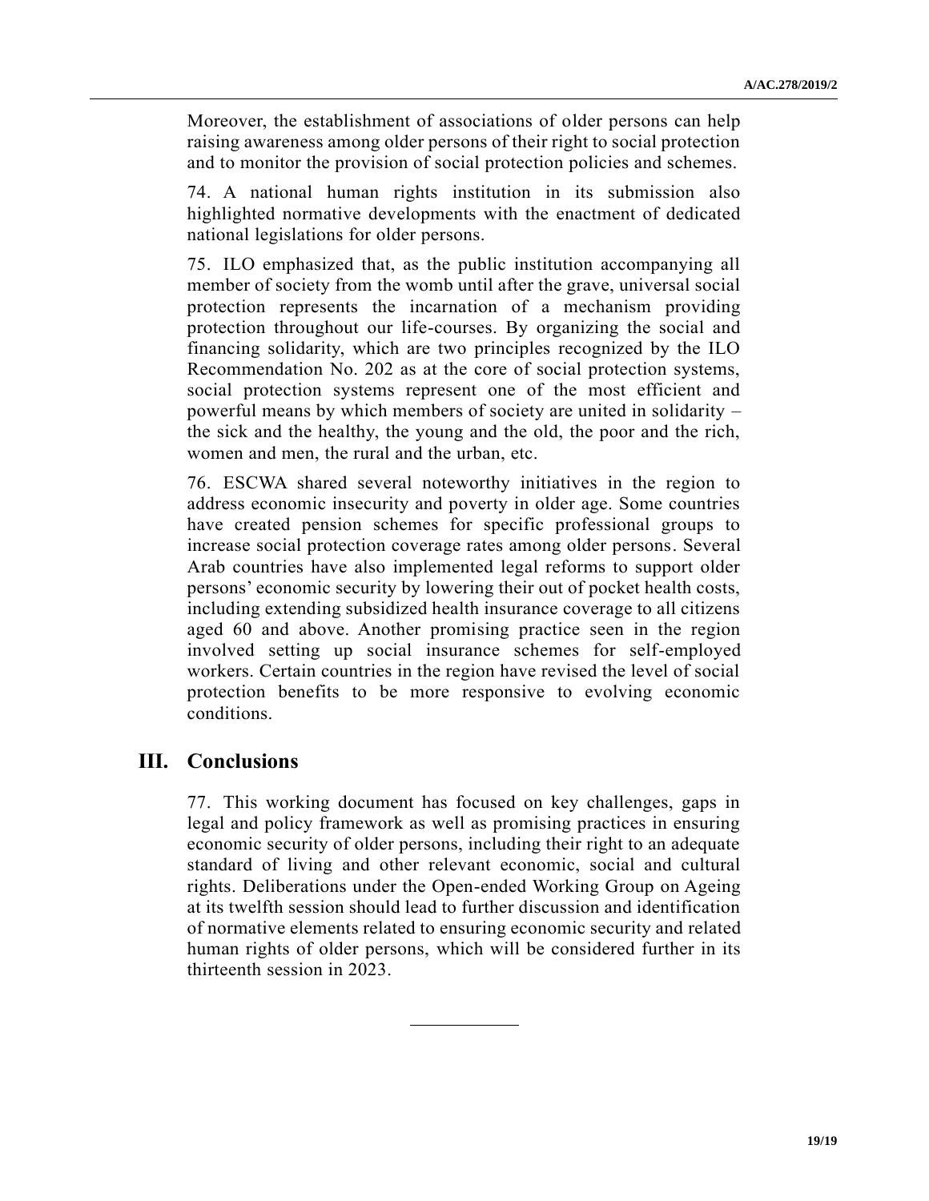Moreover, the establishment of associations of older persons can help raising awareness among older persons of their right to social protection and to monitor the provision of social protection policies and schemes.

74. A national human rights institution in its submission also highlighted normative developments with the enactment of dedicated national legislations for older persons.

75. ILO emphasized that, as the public institution accompanying all member of society from the womb until after the grave, universal social protection represents the incarnation of a mechanism providing protection throughout our life-courses. By organizing the social and financing solidarity, which are two principles recognized by the ILO Recommendation No. 202 as at the core of social protection systems, social protection systems represent one of the most efficient and powerful means by which members of society are united in solidarity – the sick and the healthy, the young and the old, the poor and the rich, women and men, the rural and the urban, etc.

76. ESCWA shared several noteworthy initiatives in the region to address economic insecurity and poverty in older age. Some countries have created pension schemes for specific professional groups to increase social protection coverage rates among older persons. Several Arab countries have also implemented legal reforms to support older persons' economic security by lowering their out of pocket health costs, including extending subsidized health insurance coverage to all citizens aged 60 and above. Another promising practice seen in the region involved setting up social insurance schemes for self-employed workers. Certain countries in the region have revised the level of social protection benefits to be more responsive to evolving economic conditions.

## III. Conclusions

77. This working document has focused on key challenges, gaps in legal and policy framework as well as promising practices in ensuring economic security of older persons, including their right to an adequate standard of living and other relevant economic, social and cultural rights. Deliberations under the Open-ended Working Group on Ageing at its twelfth session should lead to further discussion and identification of normative elements related to ensuring economic security and related human rights of older persons, which will be considered further in its thirteenth session in 2023.